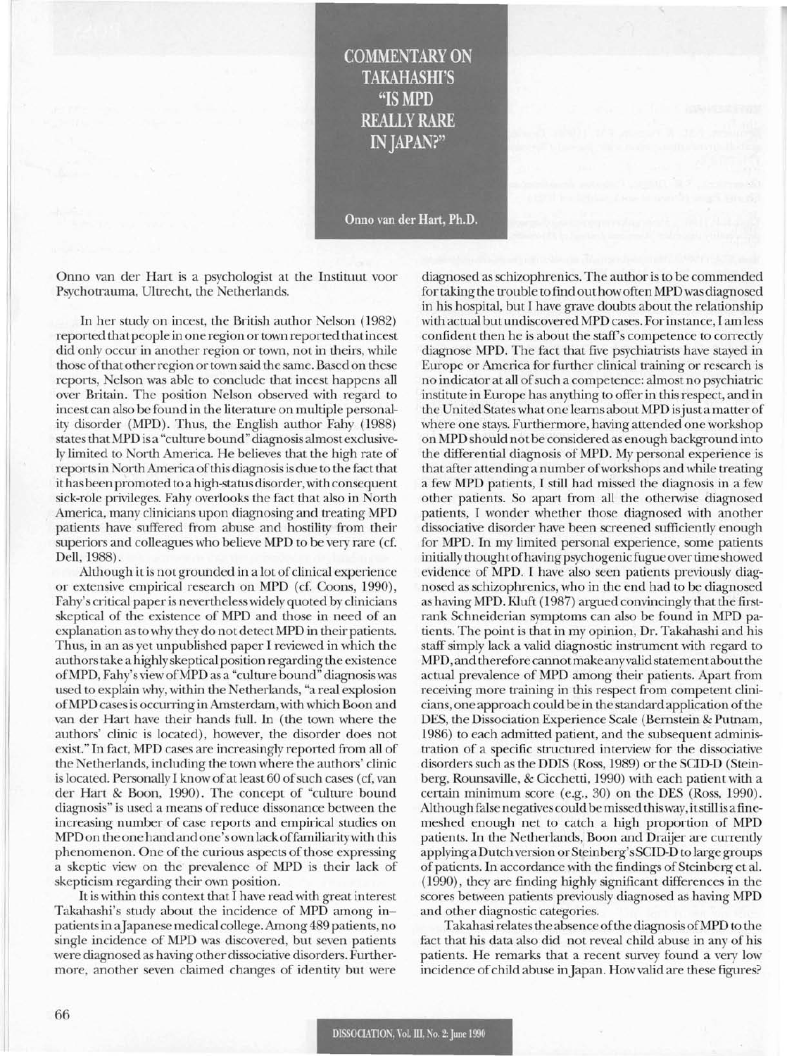# COMMENTARY ON TAKAHASHI'S "IS MPD REALLY RARE IN JAPAN?"

**Onno van der Hart, Ph.D.**

Onno van der Hart is a psychologist at the Instituut voor Psychotrauma, Utrecht, the Netherlands.

In her study on incest, the British author Nelson (1982) reported that people in one region or town reported that incest did only occur in another region or town, not in theirs, while those of that other region or town said the same. Based on these reports, Nelson was able to conclude that incest happens all over Britain. The position Nelson observed with regard to incest can also be found in the literature on multiple personality disorder (MPD). Thus, the English author Fahy (1988) states that MPD is a "culture bound" diagnosis almost exclusively limited to North America. He believes that the high rate of reports in North America of this diagnosis is due to the fact that it has been promoted to a high-status disorder, with consequent sick-role privileges. Fahy overlooks the fact that also in North America, many clinicians upon diagnosing and treating MPD patients have suffered from abuse and hostility from their superiors and colleagues who believe MPD to be very rare (cf. Dell, 1988).

Although it is not grounded in a lot of clinical experience or extensive empirical research on MPD (cf. Coons, 1990), Fahy's critical paper is nevertheless widely quoted by clinicians skeptical of the existence of MPD and those in need of an explanation as to why they do not detect MPD in their patients. Thus, in an as yet unpublished paper I reviewed in which the authors take a highly skeptical position regarding the existence of MPD, Fahy's view of MPD as a "culture bound" diagnosis was used to explain why, within the Netherlands, "a real explosion of MPD cases is occurring in Amsterdam, with which Boon and van der Hart have their hands full. In (the town where the authors' clinic is located), however, the disorder does not exist." In fact, MPD cases are increasingly reported from all of the Netherlands, including the town where the authors' clinic is located. Personally I know of at least 60 of such cases (cf, van der Hart & Boon, 1990). The concept of "culture bound diagnosis" is used a means of reduce dissonance between the increasing number of case reports and empirical studies on MPD on the one hand and one's own lack of familiarity with this phenomenon. One of the curious aspects of those expressing a skeptic view on the prevalence of MPD is their lack of skepticism regarding their own position.

It is within this context that I have read with great interest Takahashi's study about the incidence of MPD among in-patients in a Japanese medical college. Among 489 patients, no single incidence of MPD was discovered, but seven patients were diagnosed as having other dissociative disorders. Furthermore, another seven claimed changes of identity but were diagnosed as schizophrenics. The author is to be commended for taking the trouble to find out how often MPD was diagnosed in his hospital, but I have grave doubts about the relationship with actual but undiscovered MPD cases. For instance, I am less confident then he is about the staff's competence to correctly diagnose MPD. The fact that five psychiatrists have stayed in Europe or America for further clinical training or research is no indicator at all of such a competence: almost no psychiatric institute in Europe has anything to offer in this respect, and in the United States what one learns about MPD is just a matter of where one stays. Furthermore, having attended one workshop on MPD should not be considered as enough background into the differential diagnosis of MPD. My personal experience is that after attending a number of workshops and while treating a few MPD patients, I still had missed the diagnosis in a few other patients. So apart from all the otherwise diagnosed patients, I wonder whether those diagnosed with another dissociative disorder have been screened sufficiently enough for MPD. In my limited personal experience, some patients initially thought of having psychogenic fugue over time showed evidence of MPD. I have also seen patients previously diagnosed as schizophrenics, who in the end had to be diagnosed as having MPD. Kluft (1987) argued convincingly that the first-rank Schneiderian symptoms can also be found in MPD patients. The point is that in my opinion, Dr. Takahashi and his staff simply lack a valid diagnostic instrument with regard to MPD, and therefore cannot make any valid statement about the actual prevalence of MPD among their patients. Apart from receiving more training in this respect from competent clinicians, one approach could be in the standard application of the DES, the Dissociation Experience Scale (Bernstein & Putnam, 1986) to each admitted patient, and the subsequent administration of a specific structured interview for the dissociative disorders such as the DDIS (Ross, 1989) or the SCID-D (Steinberg, Rounsaville, & Cicchetti, 1990) with each patient with a certain minimum score (e.g., 30) on the DES (Ross, 1990). Although false negatives could be missed this way, it still is a fine-meshed enough net to catch a high proportion of MPD patients. In the Netherlands, Boon and Draijer are currently applying a Dutch version or Steinberg's SCID-D to large groups of patients. In accordance with the findings of Steinberg et al. (1990), they are finding highly significant differences in the scores between patients previously diagnosed as having MPD and other diagnostic categories.

Takahasi relates the absence of the diagnosis of MPD to the fact that his data also did not reveal child abuse in any of his patients. He remarks that a recent survey found a very low incidence of child abuse in Japan. How valid are these figures?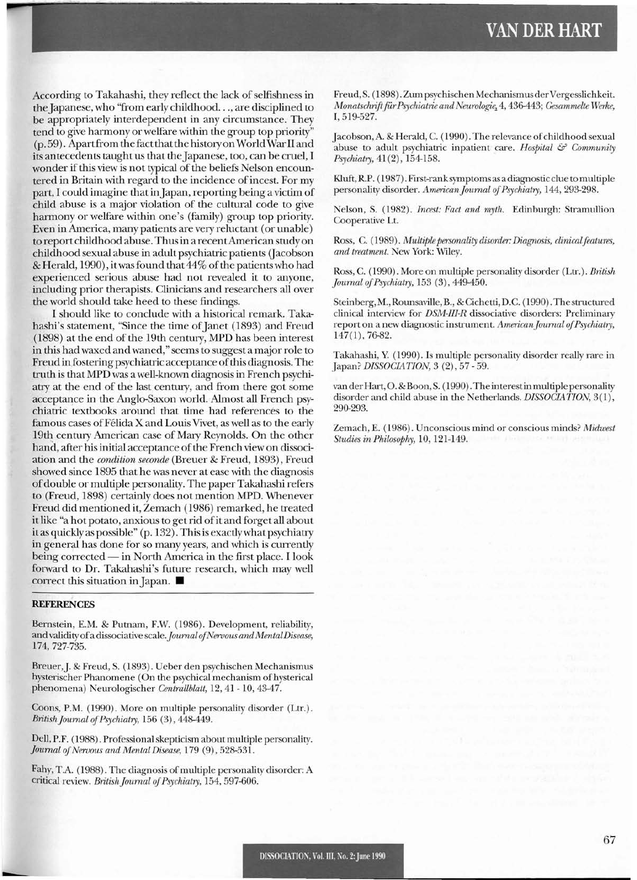According to Takahashi, they reflect the lack of selfishness in the Japanese, who "from early childhood..., are disciplined to be appropriately interdependent in any circumstance. They tend to give harmony or welfare within the group top priority" (p. 59). Apart from the fact that the history on World War II and its antecedents taught us that the Japanese, too, can be cruel, I wonder if this view is not typical of the beliefs Nelson encountered in Britain with regard to the incidence of incest. For my part, I could imagine that in Japan, reporting being a victim of child abuse is a major violation of the cultural code to give harmony or welfare within one's (family) group top priority. Even in America, many patients are very reluctant (or unable) to report childhood abuse. Thus in a recent American study on childhood sexual abuse in adult psychiatric patients (Jacobson & Herald, 1990), it was found that 44% of the patients who had experienced serious abuse had not revealed it to anyone, including prior therapists. Clinicians and researchers all over the world should take heed to these findings.

I should like to conclude with a historical remark. Takahashi's statement, "Since the time of Janet (1893) and Freud (1898) at the end of the 19th century, MPD has been interest in this had waxed and waned," seems to suggest a major role to Freud in fostering psychiatric acceptance of this diagnosis. The truth is that MPD was a well-known diagnosis in French psychiatry at the end of the last century, and from there got some acceptance in the Anglo-Saxon world. Almost all French psychiatric textbooks around that time had references to the famous cases of Félida X and Louis Vivet, as well as to the early 19th century American case of Mary Reynolds. On the other hand, after his initial acceptance of the French view on dissociation and the *condition seconde* (Breuer & Freud, 1893), Freud showed since 1895 that he was never at ease with the diagnosis of double or multiple personality. The paper Takahashi refers to (Freud, 1898) certainly does not mention MPD. Whenever Freud did mentioned it, Zemach (1986) remarked, he treated it like "a hot potato, anxious to get rid of it and forget all about it as quickly as possible" (p. 132). This is exactly what psychiatry in general has done for so many years, and which is currently being corrected — in North America in the first place. I look forward to Dr. Takahashi's future research, which may well correct this situation in Japan. ■

## REFERENCES

Bernstein, E.M. & Putnam, F.W. (1986). Development, reliability, and validity of a dissociative scale. *Journal of Nervous and Mental Disease*, 174, 727-735.

Breuer, J. & Freud, S. (1893). Ueber den psychischen Mechanismus hysterischer Phanomene (On the psychical mechanism of hysterical phenomena) Neurologischer *Centrallblatt*, 12, 41 - 10, 43-47.

Coons, P.M. (1990). More on multiple personality disorder (Ltr.). *British Journal of Psychiatry*, 156 (3), 448-449.

Dell, P.F. (1988). Professional skepticism about multiple personality. *Journal of Nervous and Mental Disease*, 179 (9), 528-531.

Fahy, T.A. (1988). The diagnosis of multiple personality disorder: A critical review. *British Journal of Psychiatry*, 154, 597-606.

Freud, S. (1898). Zum psychischen Mechanismus der Vergesslichkeit. *Monatschrift für Psychiatrie and Neurologie*, 4, 436-443; *Gesammelte Werke*, I, 519-527.

Jacobson, A. & Herald, C. (1990). The relevance of childhood sexual abuse to adult psychiatric inpatient care. *Hospital & Community Psychiatry*, 41(2), 154-158.

Kluft, R.P. (1987). First-rank symptoms as a diagnostic clue to multiple personality disorder. *American Journal of Psychiatry*, 144, 293-298.

Nelson, S. (1982). *Incest: Fact and myth.* Edinburgh: Stramullion Cooperative Lt.

Ross, C. (1989). *Multiple personality disorder: Diagnosis, clinical features, and treatment.* New York: Wiley.

Ross, C. (1990). More on multiple personality disorder (Ltr.). *British Journal of Psychiatry*, 153 (3), 449-450.

Steinberg, M., Rounsaville, B., & Cichetti, D.C. (1990). The structured clinical interview for *DSM-III-R* dissociative disorders: Preliminary report on a new diagnostic instrument. *American Journal of Psychiatry*, 147(1), 76-82.

Takahashi, Y. (1990). Is multiple personality disorder really rare in Japan? *DISSOCIATION*, 3 (2), 57 - 59.

van der Hart, O. & Boon, S. (1990). The interest in multiple personality disorder and child abuse in the Netherlands. *DISSOCIATION*, 3(1), 290-293.

Zemach, E. (1986). Unconscious mind or conscious minds? *Midwest Studies in Philosophy*, 10, 121-149.